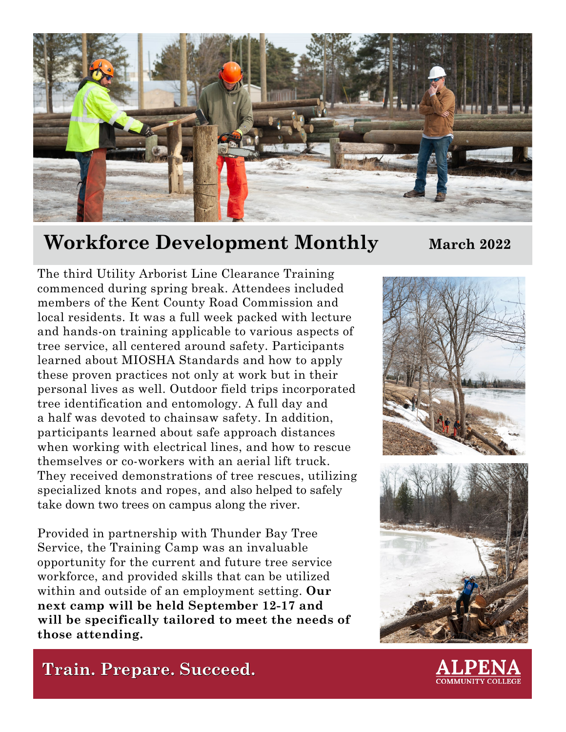# Workforce Development Monthly

**March 2022**

The third Utility Arborist Line Clearance Training commenced during spring break. Attendees included members of the Kent County Road Commission and local residents. It was a full week packed with lecture and hands-on training applicable to various aspects of tree service, all centered around safety. Participants learned about MIOSHA Standards and how to apply these proven practices not only at work but in their personal lives as well. Outdoor field trips incorporated tree identification and entomology. A full day and a half was devoted to chainsaw safety. In addition, participants learned about safe approach distances when working with electrical lines, and how to rescue themselves or co-workers with an aerial lift truck. They received demonstrations of tree rescues, utilizing specialized knots and ropes, and also helped to safely take down two trees on campus along the river.

Provided in partnership with Thunder Bay Tree Service, the Training Camp was an invaluable opportunity for the current and future tree service workforce, and provided skills that can be utilized within and outside of an employment setting. **Our next camp will be held September 12-17 and will be specifically tailored to meet the needs of those attending.**

**Train. Prepare. Succeed.**

ALPENA COMMUNITY COLLEGE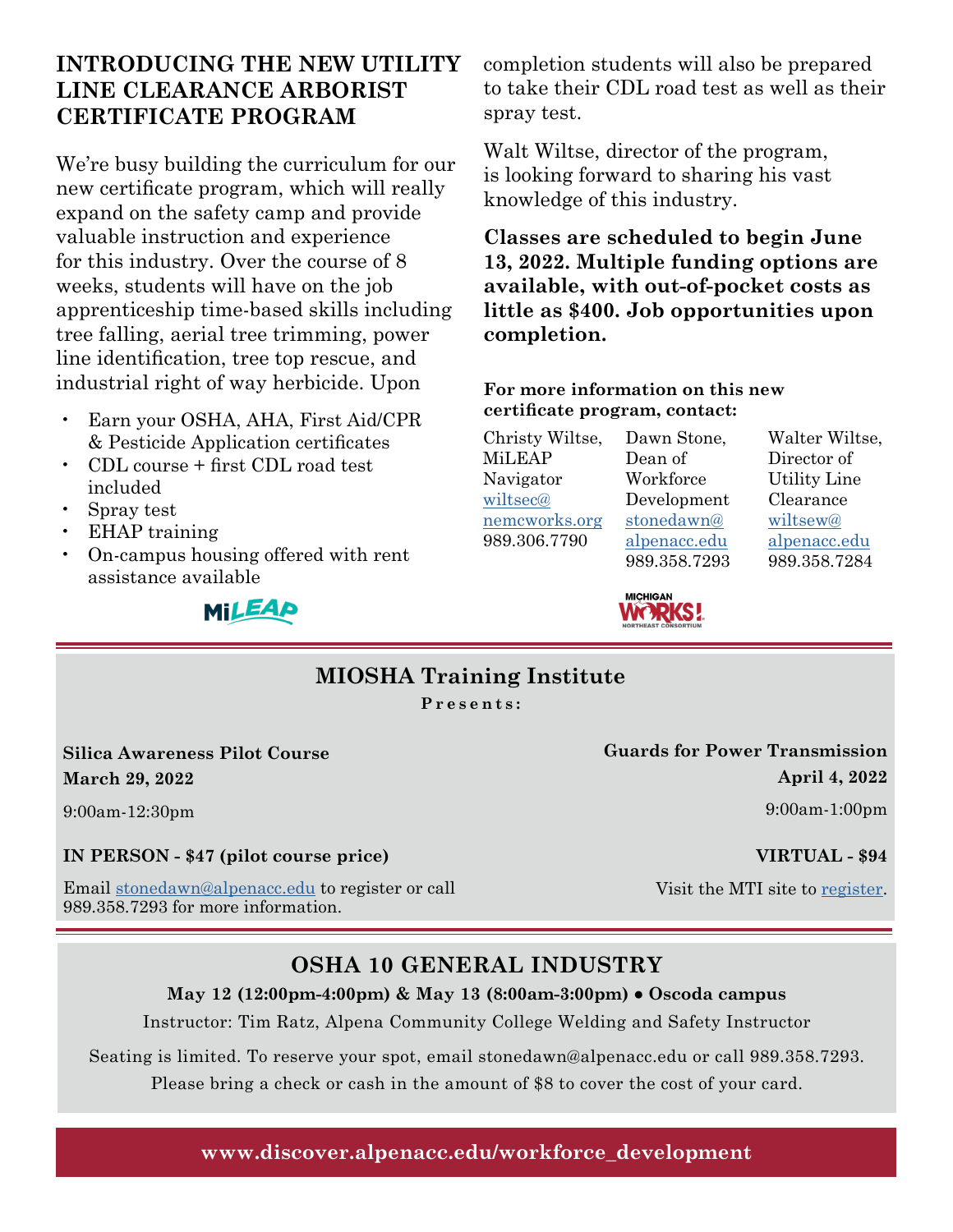## INTRODUCING THE NEW UTILITY LINE CLEARANCE ARBORIST CERTIFICATE PROGRAM

We're busy building the curriculum for our new certificate program, which will really expand on the safety camp and provide valuable instruction and experience for this industry. Over the course of 8 weeks, students will have on the job apprenticeship time-based skills including tree falling, aerial tree trimming, power line identification, tree top rescue, and industrial right of way herbicide. Upon completion students will also be prepared to take their CDL road test as well as their spray test.

- Earn your OSHA, AHA, First Aid/CPR & Pesticide Application certificates
- CDL course + first CDL road test included
- Spray test
- EHAP training
- On-campus housing offered with rent assistance available

Walt Wiltse, director of the program, is looking forward to sharing his vast knowledge of this industry.

**Classes are scheduled to begin June 13, 2022. Multiple funding options are available, with out-of-pocket costs as little as $400. Job opportunities upon completion.**

**For more information on this new certificate program, contact:**

Christy Wiltse, MiLEAP Navigator
wiltsec@nemcworks.org
989.306.7790

Dawn Stone, Dean of Workforce Development
stonedawn@alpenacc.edu
989.358.7293

Walter Wiltse, Director of Utility Line Clearance
wiltsew@alpenacc.edu
989.358.7284

MiLEAP

MICHIGAN WORKS! NORTHEAST CONSORTIUM

## MIOSHA Training Institute

**Presents:**

**Silica Awareness Pilot Course**
**March 29, 2022**

9:00am-12:30pm

**IN PERSON - $47 (pilot course price)**

Email stonedawn@alpenacc.edu to register or call 989.358.7293 for more information.

**Guards for Power Transmission**
**April 4, 2022**

9:00am-1:00pm

**VIRTUAL - $94**

Visit the MTI site to register.

## OSHA 10 GENERAL INDUSTRY

**May 12 (12:00pm-4:00pm) & May 13 (8:00am-3:00pm) • Oscoda campus**

Instructor: Tim Ratz, Alpena Community College Welding and Safety Instructor

Seating is limited. To reserve your spot, email stonedawn@alpenacc.edu or call 989.358.7293.

Please bring a check or cash in the amount of $8 to cover the cost of your card.

**www.discover.alpenacc.edu/workforce_development**